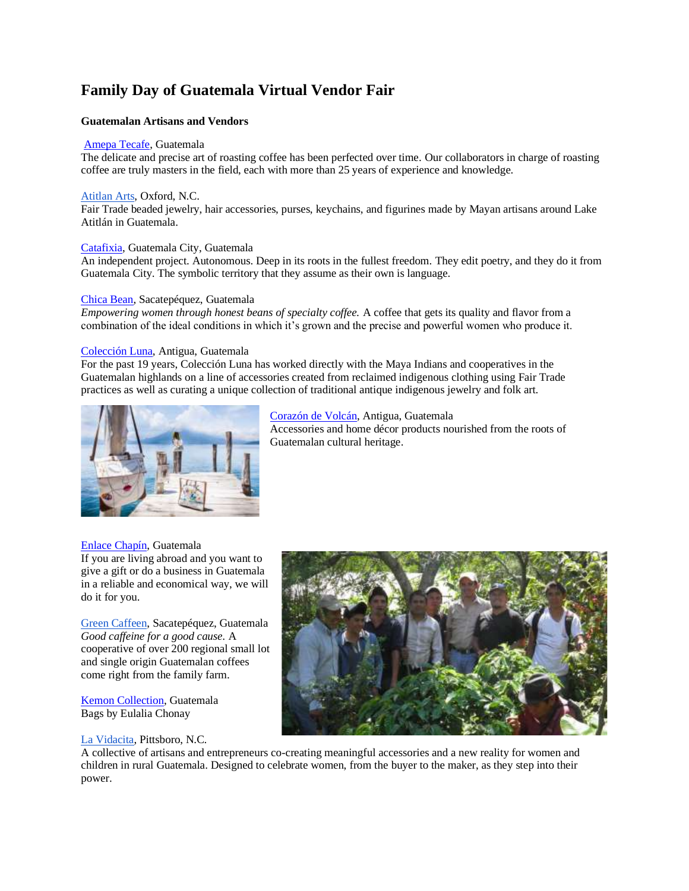# Family Day of Guatemala Virtual Vendor Fair

### Guatemalan Artisans and Vendors

Amepa Tecafe, Guatemala
The delicate and precise art of roasting coffee has been perfected over time. Our collaborators in charge of roasting coffee are truly masters in the field, each with more than 25 years of experience and knowledge.

Atitlan Arts, Oxford, N.C.
Fair Trade beaded jewelry, hair accessories, purses, keychains, and figurines made by Mayan artisans around Lake Atitlán in Guatemala.

Catafixia, Guatemala City, Guatemala
An independent project. Autonomous. Deep in its roots in the fullest freedom. They edit poetry, and they do it from Guatemala City. The symbolic territory that they assume as their own is language.

Chica Bean, Sacatepéquez, Guatemala
*Empowering women through honest beans of specialty coffee.* A coffee that gets its quality and flavor from a combination of the ideal conditions in which it's grown and the precise and powerful women who produce it.

Colección Luna, Antigua, Guatemala
For the past 19 years, Colección Luna has worked directly with the Maya Indians and cooperatives in the Guatemalan highlands on a line of accessories created from reclaimed indigenous clothing using Fair Trade practices as well as curating a unique collection of traditional antique indigenous jewelry and folk art.

Corazón de Volcán, Antigua, Guatemala
Accessories and home décor products nourished from the roots of Guatemalan cultural heritage.

Enlace Chapín, Guatemala
If you are living abroad and you want to give a gift or do a business in Guatemala in a reliable and economical way, we will do it for you.

Green Caffeen, Sacatepéquez, Guatemala
*Good caffeine for a good cause.* A cooperative of over 200 regional small lot and single origin Guatemalan coffees come right from the family farm.

Kemon Collection, Guatemala
Bags by Eulalia Chonay

La Vidacita, Pittsboro, N.C.
A collective of artisans and entrepreneurs co-creating meaningful accessories and a new reality for women and children in rural Guatemala. Designed to celebrate women, from the buyer to the maker, as they step into their power.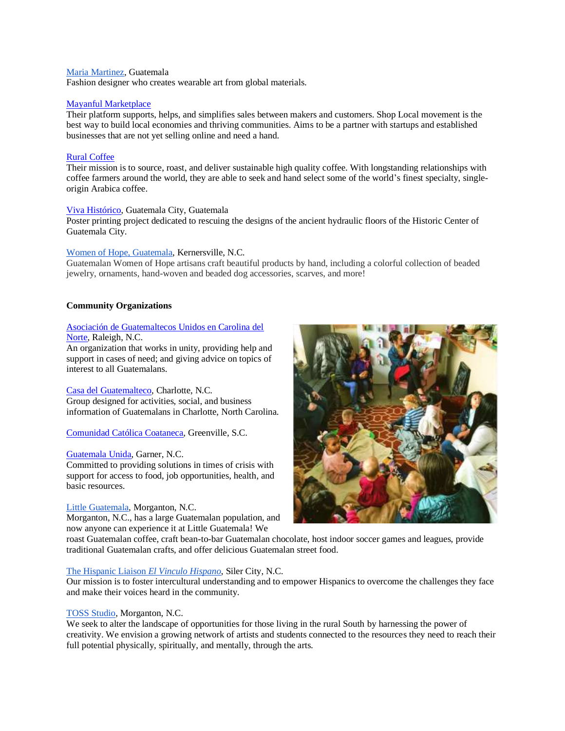Maria Martinez, Guatemala
Fashion designer who creates wearable art from global materials.

Mayanful Marketplace
Their platform supports, helps, and simplifies sales between makers and customers. Shop Local movement is the best way to build local economies and thriving communities. Aims to be a partner with startups and established businesses that are not yet selling online and need a hand.

Rural Coffee
Their mission is to source, roast, and deliver sustainable high quality coffee. With longstanding relationships with coffee farmers around the world, they are able to seek and hand select some of the world's finest specialty, single-origin Arabica coffee.

Viva Histórico, Guatemala City, Guatemala
Poster printing project dedicated to rescuing the designs of the ancient hydraulic floors of the Historic Center of Guatemala City.

Women of Hope, Guatemala, Kernersville, N.C.
Guatemalan Women of Hope artisans craft beautiful products by hand, including a colorful collection of beaded jewelry, ornaments, hand-woven and beaded dog accessories, scarves, and more!

**Community Organizations**

Asociación de Guatemaltecos Unidos en Carolina del Norte, Raleigh, N.C.
An organization that works in unity, providing help and support in cases of need; and giving advice on topics of interest to all Guatemalans.

Casa del Guatemalteco, Charlotte, N.C.
Group designed for activities, social, and business information of Guatemalans in Charlotte, North Carolina.

Comunidad Católica Coataneca, Greenville, S.C.

Guatemala Unida, Garner, N.C.
Committed to providing solutions in times of crisis with support for access to food, job opportunities, health, and basic resources.

Little Guatemala, Morganton, N.C.
Morganton, N.C., has a large Guatemalan population, and now anyone can experience it at Little Guatemala! We roast Guatemalan coffee, craft bean-to-bar Guatemalan chocolate, host indoor soccer games and leagues, provide traditional Guatemalan crafts, and offer delicious Guatemalan street food.

The Hispanic Liaison *El Vinculo Hispano*, Siler City, N.C.
Our mission is to foster intercultural understanding and to empower Hispanics to overcome the challenges they face and make their voices heard in the community.

TOSS Studio, Morganton, N.C.
We seek to alter the landscape of opportunities for those living in the rural South by harnessing the power of creativity. We envision a growing network of artists and students connected to the resources they need to reach their full potential physically, spiritually, and mentally, through the arts.